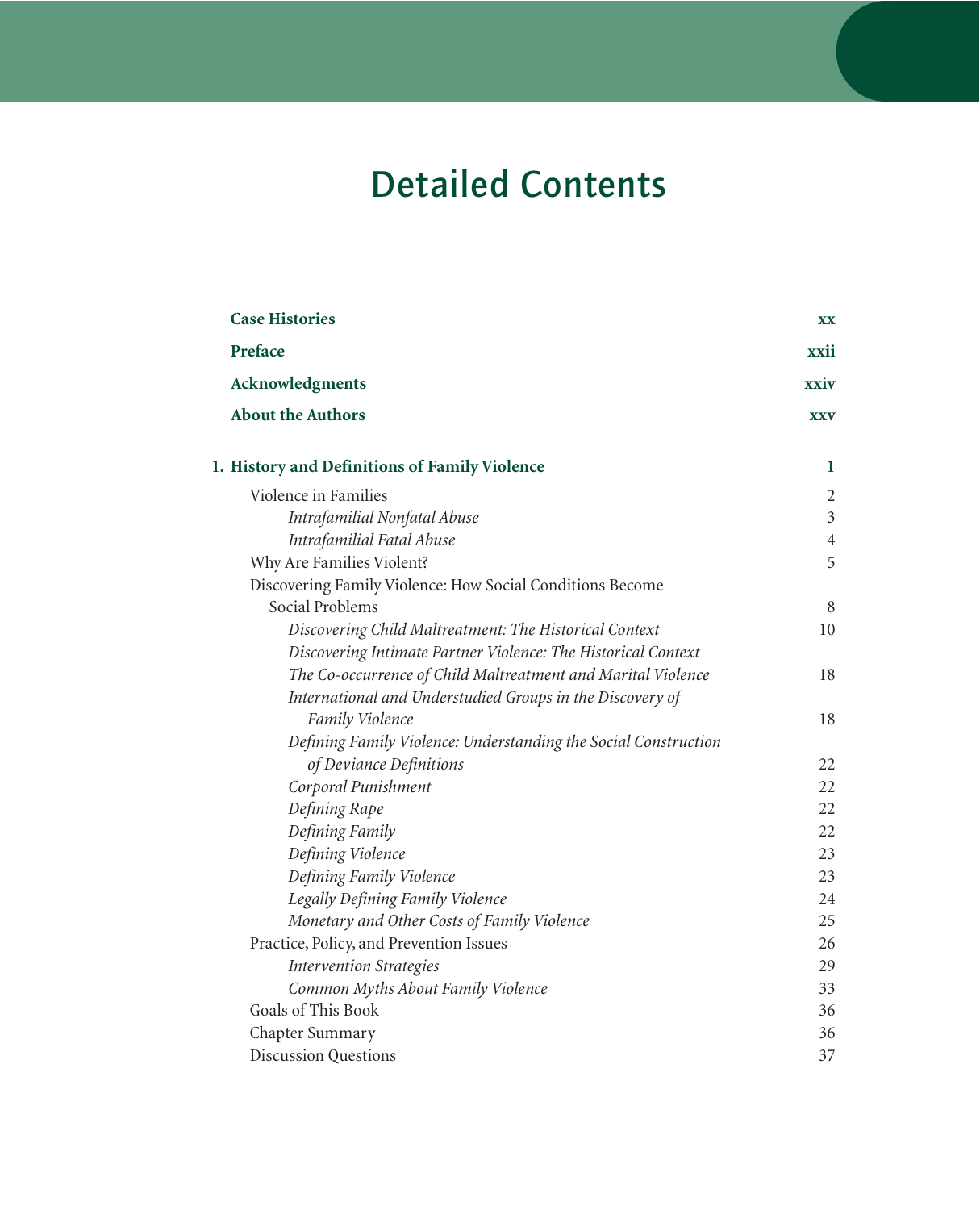# Detailed Contents

| | |
|---|---|
| **Case Histories** | **xx** |
| **Preface** | **xxii** |
| **Acknowledgments** | **xxiv** |
| **About the Authors** | **xxv** |
| **1. History and Definitions of Family Violence** | **1** |
| Violence in Families | 2 |
| *Intrafamilial Nonfatal Abuse* | 3 |
| *Intrafamilial Fatal Abuse* | 4 |
| Why Are Families Violent? | 5 |
| Discovering Family Violence: How Social Conditions Become Social Problems | 8 |
| *Discovering Child Maltreatment: The Historical Context* | 10 |
| *Discovering Intimate Partner Violence: The Historical Context* | |
| *The Co-occurrence of Child Maltreatment and Marital Violence* | 18 |
| *International and Understudied Groups in the Discovery of Family Violence* | 18 |
| *Defining Family Violence: Understanding the Social Construction of Deviance Definitions* | 22 |
| *Corporal Punishment* | 22 |
| *Defining Rape* | 22 |
| *Defining Family* | 22 |
| *Defining Violence* | 23 |
| *Defining Family Violence* | 23 |
| *Legally Defining Family Violence* | 24 |
| *Monetary and Other Costs of Family Violence* | 25 |
| Practice, Policy, and Prevention Issues | 26 |
| *Intervention Strategies* | 29 |
| *Common Myths About Family Violence* | 33 |
| Goals of This Book | 36 |
| Chapter Summary | 36 |
| Discussion Questions | 37 |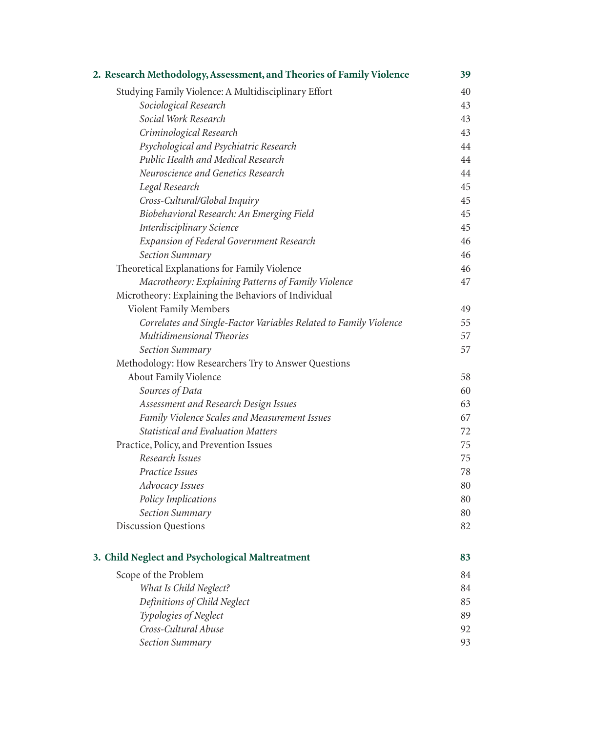**2. Research Methodology, Assessment, and Theories of Family Violence** **39**

Studying Family Violence: A Multidisciplinary Effort 40

*Sociological Research* 43

*Social Work Research* 43

*Criminological Research* 43

*Psychological and Psychiatric Research* 44

*Public Health and Medical Research* 44

*Neuroscience and Genetics Research* 44

*Legal Research* 45

*Cross-Cultural/Global Inquiry* 45

*Biobehavioral Research: An Emerging Field* 45

*Interdisciplinary Science* 45

*Expansion of Federal Government Research* 46

*Section Summary* 46

Theoretical Explanations for Family Violence 46

*Macrotheory: Explaining Patterns of Family Violence* 47

Microtheory: Explaining the Behaviors of Individual Violent Family Members 49

*Correlates and Single-Factor Variables Related to Family Violence* 55

*Multidimensional Theories* 57

*Section Summary* 57

Methodology: How Researchers Try to Answer Questions About Family Violence 58

*Sources of Data* 60

*Assessment and Research Design Issues* 63

*Family Violence Scales and Measurement Issues* 67

*Statistical and Evaluation Matters* 72

Practice, Policy, and Prevention Issues 75

*Research Issues* 75

*Practice Issues* 78

*Advocacy Issues* 80

*Policy Implications* 80

*Section Summary* 80

Discussion Questions 82

**3. Child Neglect and Psychological Maltreatment** **83**

Scope of the Problem 84

*What Is Child Neglect?* 84

*Definitions of Child Neglect* 85

*Typologies of Neglect* 89

*Cross-Cultural Abuse* 92

*Section Summary* 93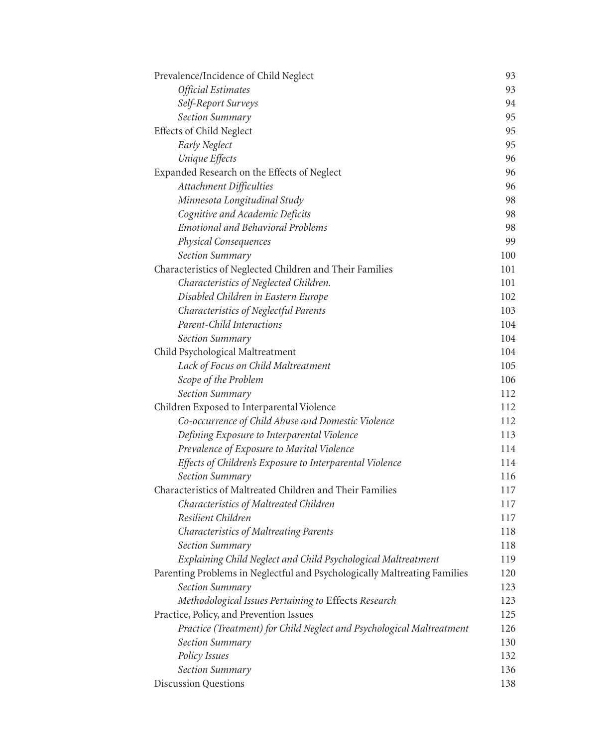| | |
|---|---|
| Prevalence/Incidence of Child Neglect | 93 |
| *Official Estimates* | 93 |
| *Self-Report Surveys* | 94 |
| *Section Summary* | 95 |
| Effects of Child Neglect | 95 |
| *Early Neglect* | 95 |
| *Unique Effects* | 96 |
| Expanded Research on the Effects of Neglect | 96 |
| *Attachment Difficulties* | 96 |
| *Minnesota Longitudinal Study* | 98 |
| *Cognitive and Academic Deficits* | 98 |
| *Emotional and Behavioral Problems* | 98 |
| *Physical Consequences* | 99 |
| *Section Summary* | 100 |
| Characteristics of Neglected Children and Their Families | 101 |
| *Characteristics of Neglected Children.* | 101 |
| *Disabled Children in Eastern Europe* | 102 |
| *Characteristics of Neglectful Parents* | 103 |
| *Parent-Child Interactions* | 104 |
| *Section Summary* | 104 |
| Child Psychological Maltreatment | 104 |
| *Lack of Focus on Child Maltreatment* | 105 |
| *Scope of the Problem* | 106 |
| *Section Summary* | 112 |
| Children Exposed to Interparental Violence | 112 |
| *Co-occurrence of Child Abuse and Domestic Violence* | 112 |
| *Defining Exposure to Interparental Violence* | 113 |
| *Prevalence of Exposure to Marital Violence* | 114 |
| *Effects of Children's Exposure to Interparental Violence* | 114 |
| *Section Summary* | 116 |
| Characteristics of Maltreated Children and Their Families | 117 |
| *Characteristics of Maltreated Children* | 117 |
| *Resilient Children* | 117 |
| *Characteristics of Maltreating Parents* | 118 |
| *Section Summary* | 118 |
| *Explaining Child Neglect and Child Psychological Maltreatment* | 119 |
| Parenting Problems in Neglectful and Psychologically Maltreating Families | 120 |
| *Section Summary* | 123 |
| *Methodological Issues Pertaining to* Effects *Research* | 123 |
| Practice, Policy, and Prevention Issues | 125 |
| *Practice (Treatment) for Child Neglect and Psychological Maltreatment* | 126 |
| *Section Summary* | 130 |
| *Policy Issues* | 132 |
| *Section Summary* | 136 |
| Discussion Questions | 138 |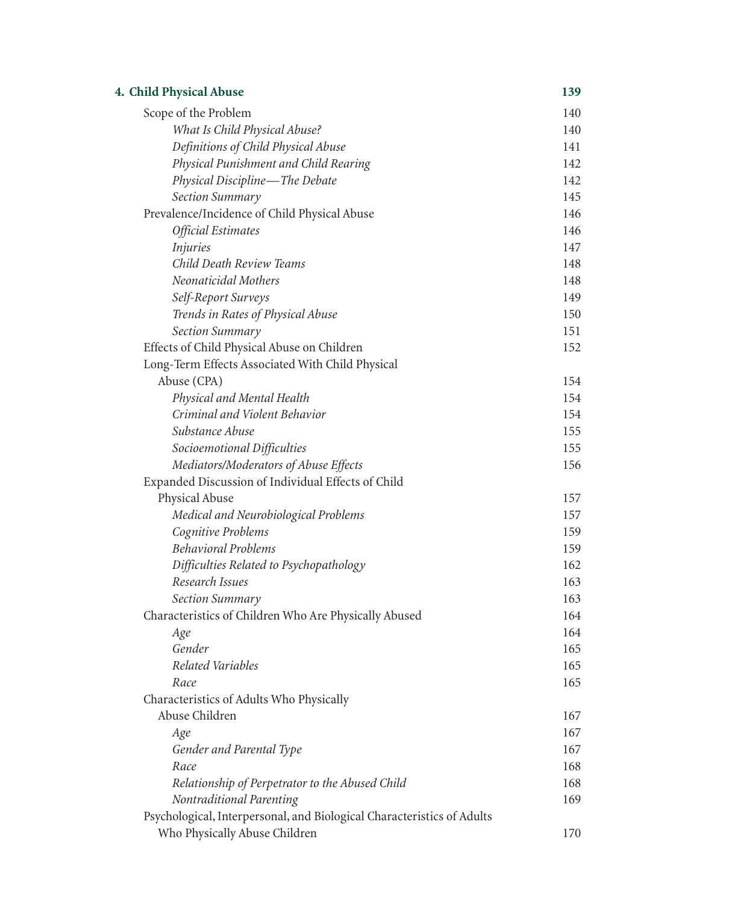**4. Child Physical Abuse** **139**

| | |
|---|---|
| Scope of the Problem | 140 |
| *What Is Child Physical Abuse?* | 140 |
| *Definitions of Child Physical Abuse* | 141 |
| *Physical Punishment and Child Rearing* | 142 |
| *Physical Discipline—The Debate* | 142 |
| *Section Summary* | 145 |
| Prevalence/Incidence of Child Physical Abuse | 146 |
| *Official Estimates* | 146 |
| *Injuries* | 147 |
| *Child Death Review Teams* | 148 |
| *Neonaticidal Mothers* | 148 |
| *Self-Report Surveys* | 149 |
| *Trends in Rates of Physical Abuse* | 150 |
| *Section Summary* | 151 |
| Effects of Child Physical Abuse on Children | 152 |
| Long-Term Effects Associated With Child Physical Abuse (CPA) | 154 |
| *Physical and Mental Health* | 154 |
| *Criminal and Violent Behavior* | 154 |
| *Substance Abuse* | 155 |
| *Socioemotional Difficulties* | 155 |
| *Mediators/Moderators of Abuse Effects* | 156 |
| Expanded Discussion of Individual Effects of Child Physical Abuse | 157 |
| *Medical and Neurobiological Problems* | 157 |
| *Cognitive Problems* | 159 |
| *Behavioral Problems* | 159 |
| *Difficulties Related to Psychopathology* | 162 |
| *Research Issues* | 163 |
| *Section Summary* | 163 |
| Characteristics of Children Who Are Physically Abused | 164 |
| *Age* | 164 |
| *Gender* | 165 |
| *Related Variables* | 165 |
| *Race* | 165 |
| Characteristics of Adults Who Physically Abuse Children | 167 |
| *Age* | 167 |
| *Gender and Parental Type* | 167 |
| *Race* | 168 |
| *Relationship of Perpetrator to the Abused Child* | 168 |
| *Nontraditional Parenting* | 169 |
| Psychological, Interpersonal, and Biological Characteristics of Adults Who Physically Abuse Children | 170 |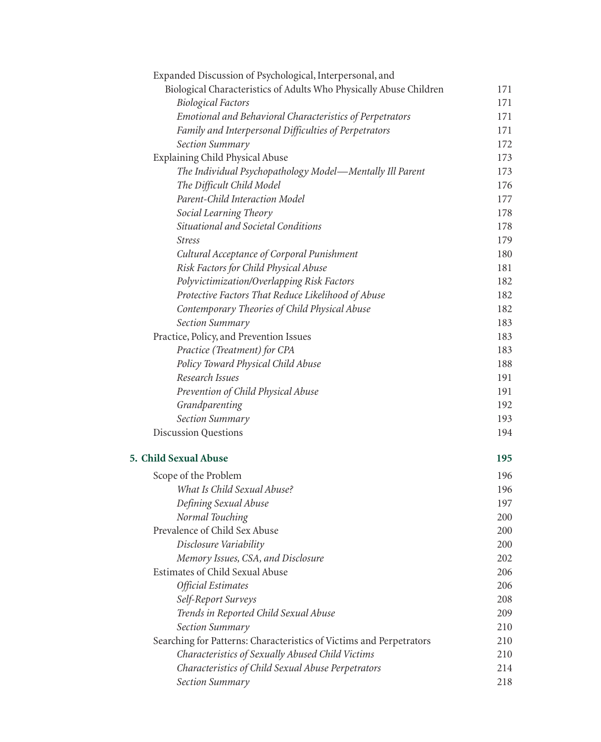Expanded Discussion of Psychological, Interpersonal, and Biological Characteristics of Adults Who Physically Abuse Children 171

- *Biological Factors* 171
- *Emotional and Behavioral Characteristics of Perpetrators* 171
- *Family and Interpersonal Difficulties of Perpetrators* 171
- *Section Summary* 172

Explaining Child Physical Abuse 173

- *The Individual Psychopathology Model—Mentally Ill Parent* 173
- *The Difficult Child Model* 176
- *Parent-Child Interaction Model* 177
- *Social Learning Theory* 178
- *Situational and Societal Conditions* 178
- *Stress* 179
- *Cultural Acceptance of Corporal Punishment* 180
- *Risk Factors for Child Physical Abuse* 181
- *Polyvictimization/Overlapping Risk Factors* 182
- *Protective Factors That Reduce Likelihood of Abuse* 182
- *Contemporary Theories of Child Physical Abuse* 182
- *Section Summary* 183

Practice, Policy, and Prevention Issues 183

- *Practice (Treatment) for CPA* 183
- *Policy Toward Physical Child Abuse* 188
- *Research Issues* 191
- *Prevention of Child Physical Abuse* 191
- *Grandparenting* 192
- *Section Summary* 193

Discussion Questions 194

## 5. Child Sexual Abuse 195

Scope of the Problem 196

- *What Is Child Sexual Abuse?* 196
- *Defining Sexual Abuse* 197
- *Normal Touching* 200

Prevalence of Child Sex Abuse 200

- *Disclosure Variability* 200
- *Memory Issues, CSA, and Disclosure* 202

Estimates of Child Sexual Abuse 206

- *Official Estimates* 206
- *Self-Report Surveys* 208
- *Trends in Reported Child Sexual Abuse* 209
- *Section Summary* 210

Searching for Patterns: Characteristics of Victims and Perpetrators 210

- *Characteristics of Sexually Abused Child Victims* 210
- *Characteristics of Child Sexual Abuse Perpetrators* 214
- *Section Summary* 218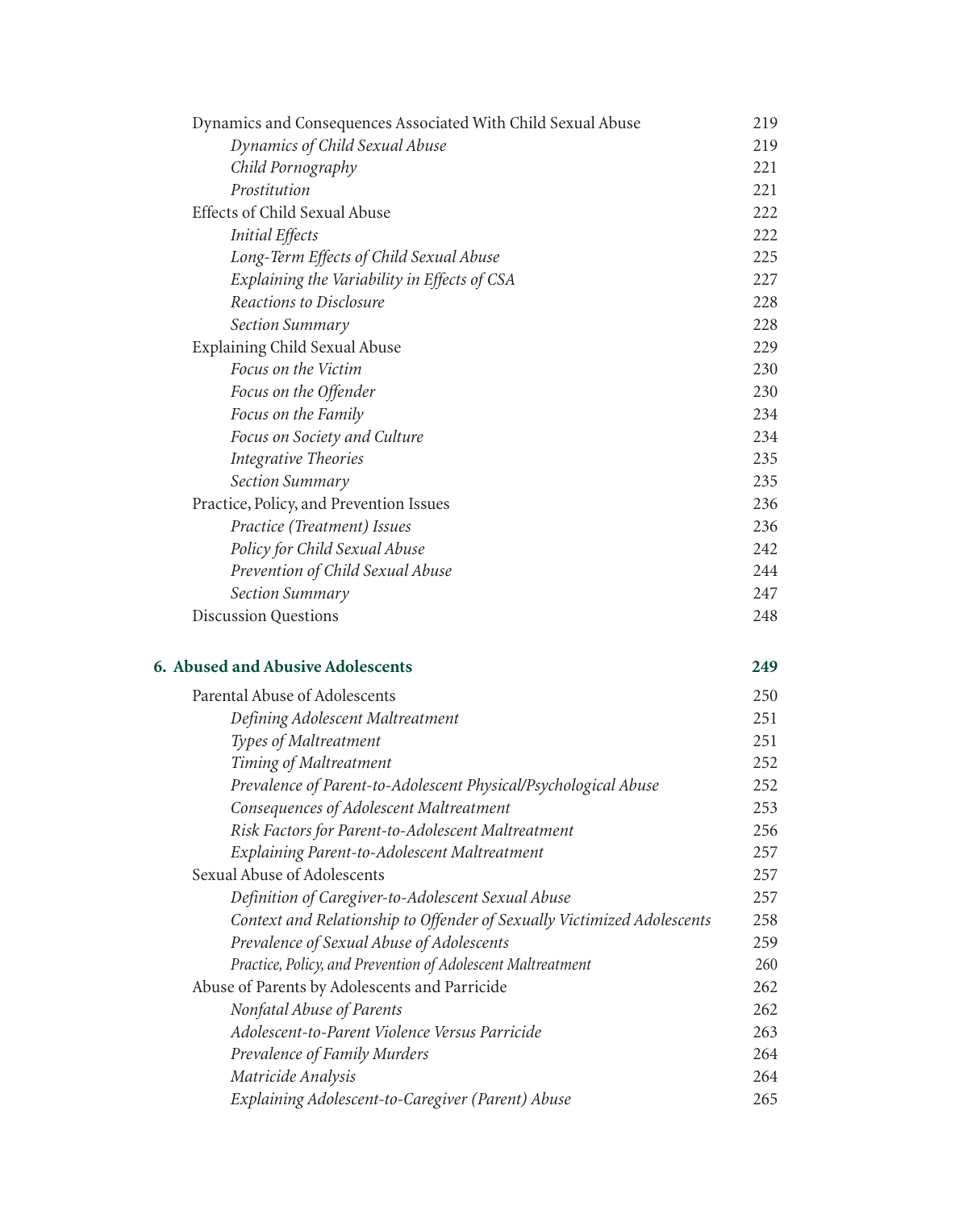Dynamics and Consequences Associated With Child Sexual Abuse 219

*Dynamics of Child Sexual Abuse* 219

*Child Pornography* 221

*Prostitution* 221

Effects of Child Sexual Abuse 222

*Initial Effects* 222

*Long-Term Effects of Child Sexual Abuse* 225

*Explaining the Variability in Effects of CSA* 227

*Reactions to Disclosure* 228

*Section Summary* 228

Explaining Child Sexual Abuse 229

*Focus on the Victim* 230

*Focus on the Offender* 230

*Focus on the Family* 234

*Focus on Society and Culture* 234

*Integrative Theories* 235

*Section Summary* 235

Practice, Policy, and Prevention Issues 236

*Practice (Treatment) Issues* 236

*Policy for Child Sexual Abuse* 242

*Prevention of Child Sexual Abuse* 244

*Section Summary* 247

Discussion Questions 248

**6. Abused and Abusive Adolescents 249**

Parental Abuse of Adolescents 250

*Defining Adolescent Maltreatment* 251

*Types of Maltreatment* 251

*Timing of Maltreatment* 252

*Prevalence of Parent-to-Adolescent Physical/Psychological Abuse* 252

*Consequences of Adolescent Maltreatment* 253

*Risk Factors for Parent-to-Adolescent Maltreatment* 256

*Explaining Parent-to-Adolescent Maltreatment* 257

Sexual Abuse of Adolescents 257

*Definition of Caregiver-to-Adolescent Sexual Abuse* 257

*Context and Relationship to Offender of Sexually Victimized Adolescents* 258

*Prevalence of Sexual Abuse of Adolescents* 259

*Practice, Policy, and Prevention of Adolescent Maltreatment* 260

Abuse of Parents by Adolescents and Parricide 262

*Nonfatal Abuse of Parents* 262

*Adolescent-to-Parent Violence Versus Parricide* 263

*Prevalence of Family Murders* 264

*Matricide Analysis* 264

*Explaining Adolescent-to-Caregiver (Parent) Abuse* 265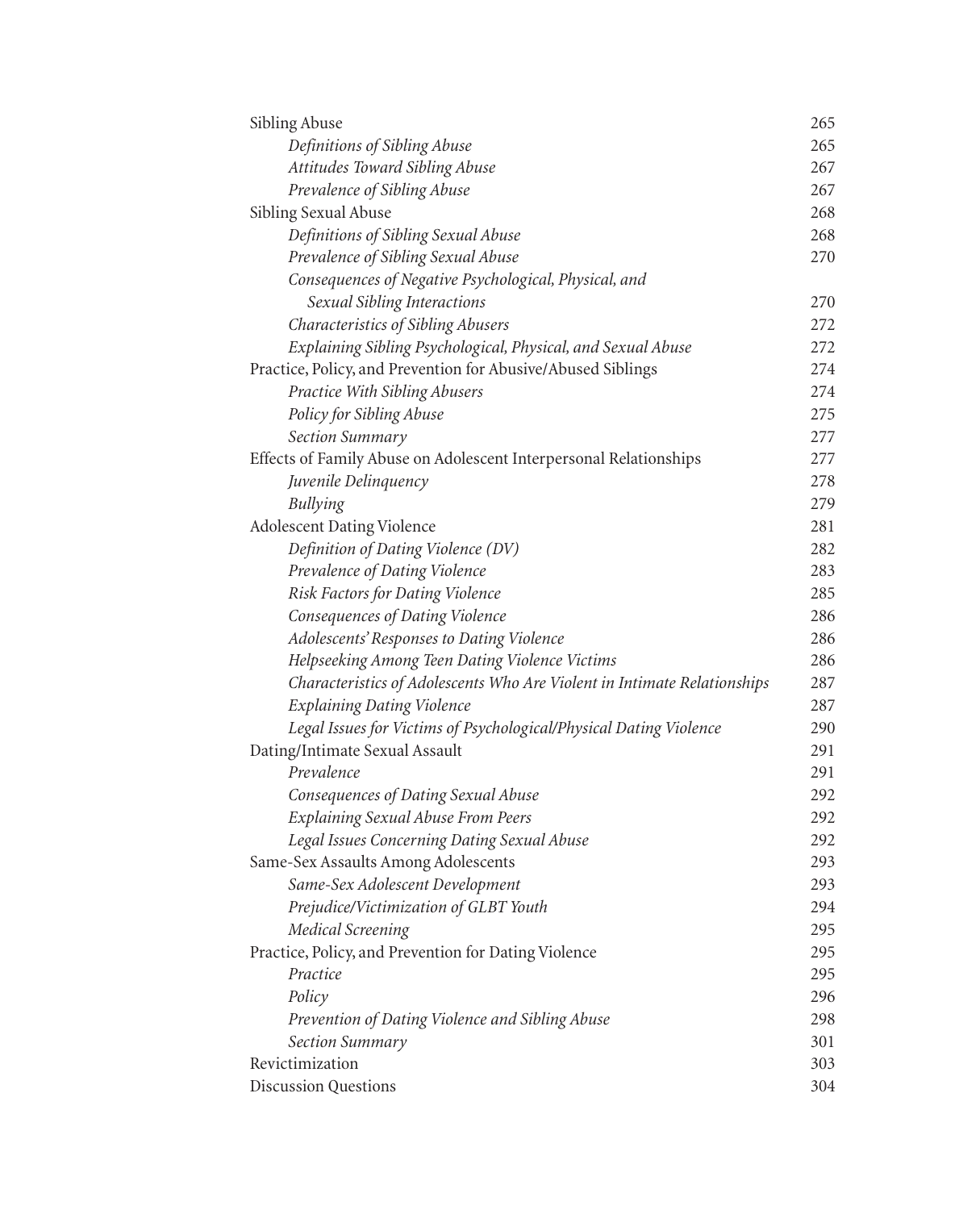| | |
|---|---|
| Sibling Abuse | 265 |
| *Definitions of Sibling Abuse* | 265 |
| *Attitudes Toward Sibling Abuse* | 267 |
| *Prevalence of Sibling Abuse* | 267 |
| Sibling Sexual Abuse | 268 |
| *Definitions of Sibling Sexual Abuse* | 268 |
| *Prevalence of Sibling Sexual Abuse* | 270 |
| *Consequences of Negative Psychological, Physical, and Sexual Sibling Interactions* | 270 |
| *Characteristics of Sibling Abusers* | 272 |
| *Explaining Sibling Psychological, Physical, and Sexual Abuse* | 272 |
| Practice, Policy, and Prevention for Abusive/Abused Siblings | 274 |
| *Practice With Sibling Abusers* | 274 |
| *Policy for Sibling Abuse* | 275 |
| *Section Summary* | 277 |
| Effects of Family Abuse on Adolescent Interpersonal Relationships | 277 |
| *Juvenile Delinquency* | 278 |
| *Bullying* | 279 |
| Adolescent Dating Violence | 281 |
| *Definition of Dating Violence (DV)* | 282 |
| *Prevalence of Dating Violence* | 283 |
| *Risk Factors for Dating Violence* | 285 |
| *Consequences of Dating Violence* | 286 |
| *Adolescents' Responses to Dating Violence* | 286 |
| *Helpseeking Among Teen Dating Violence Victims* | 286 |
| *Characteristics of Adolescents Who Are Violent in Intimate Relationships* | 287 |
| *Explaining Dating Violence* | 287 |
| *Legal Issues for Victims of Psychological/Physical Dating Violence* | 290 |
| Dating/Intimate Sexual Assault | 291 |
| *Prevalence* | 291 |
| *Consequences of Dating Sexual Abuse* | 292 |
| *Explaining Sexual Abuse From Peers* | 292 |
| *Legal Issues Concerning Dating Sexual Abuse* | 292 |
| Same-Sex Assaults Among Adolescents | 293 |
| *Same-Sex Adolescent Development* | 293 |
| *Prejudice/Victimization of GLBT Youth* | 294 |
| *Medical Screening* | 295 |
| Practice, Policy, and Prevention for Dating Violence | 295 |
| *Practice* | 295 |
| *Policy* | 296 |
| *Prevention of Dating Violence and Sibling Abuse* | 298 |
| *Section Summary* | 301 |
| Revictimization | 303 |
| Discussion Questions | 304 |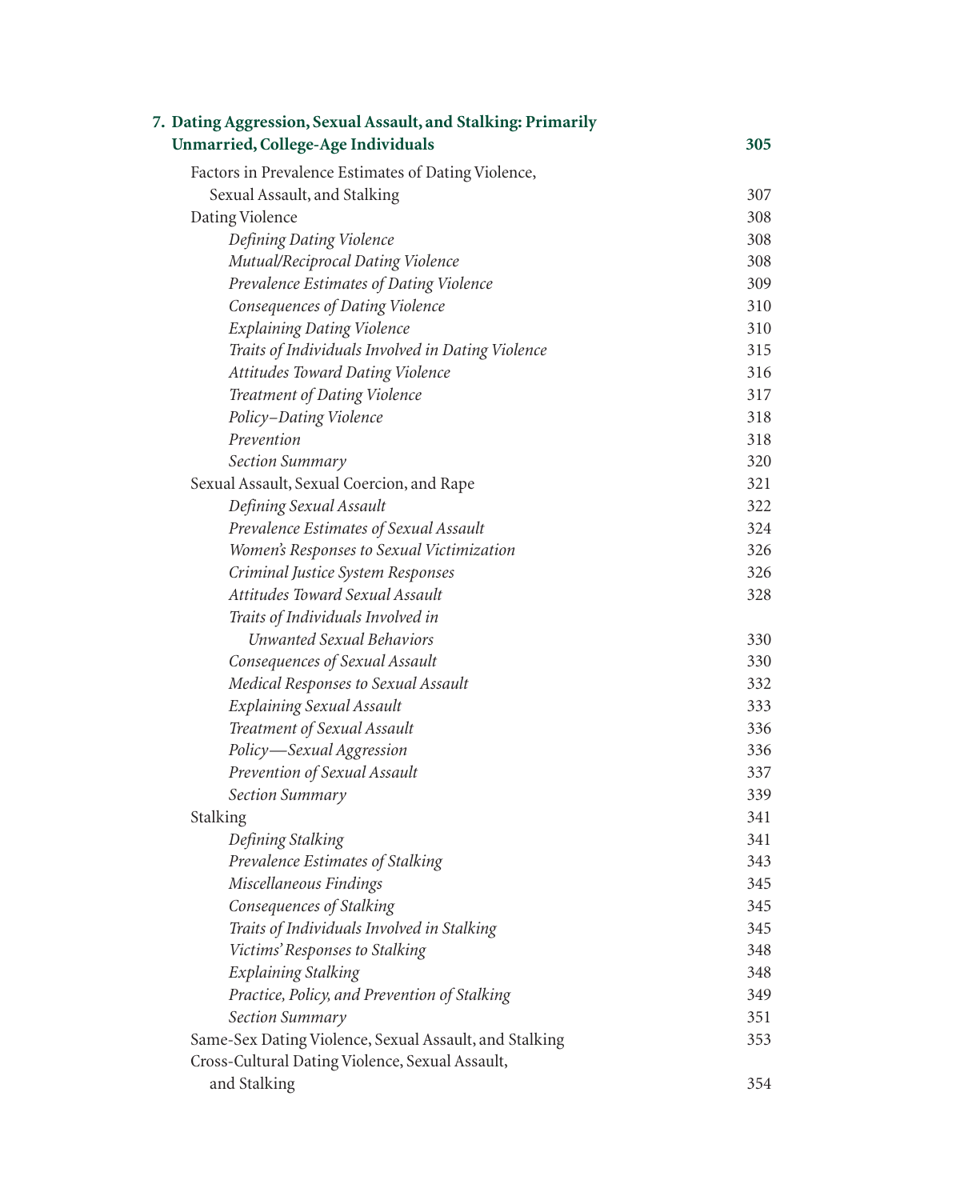**7. Dating Aggression, Sexual Assault, and Stalking: Primarily Unmarried, College-Age Individuals** **305**

Factors in Prevalence Estimates of Dating Violence, Sexual Assault, and Stalking 307

Dating Violence 308

- *Defining Dating Violence* 308
- *Mutual/Reciprocal Dating Violence* 308
- *Prevalence Estimates of Dating Violence* 309
- *Consequences of Dating Violence* 310
- *Explaining Dating Violence* 310
- *Traits of Individuals Involved in Dating Violence* 315
- *Attitudes Toward Dating Violence* 316
- *Treatment of Dating Violence* 317
- *Policy–Dating Violence* 318
- *Prevention* 318
- *Section Summary* 320

Sexual Assault, Sexual Coercion, and Rape 321

- *Defining Sexual Assault* 322
- *Prevalence Estimates of Sexual Assault* 324
- *Women's Responses to Sexual Victimization* 326
- *Criminal Justice System Responses* 326
- *Attitudes Toward Sexual Assault* 328
- *Traits of Individuals Involved in Unwanted Sexual Behaviors* 330
- *Consequences of Sexual Assault* 330
- *Medical Responses to Sexual Assault* 332
- *Explaining Sexual Assault* 333
- *Treatment of Sexual Assault* 336
- *Policy—Sexual Aggression* 336
- *Prevention of Sexual Assault* 337
- *Section Summary* 339

Stalking 341

- *Defining Stalking* 341
- *Prevalence Estimates of Stalking* 343
- *Miscellaneous Findings* 345
- *Consequences of Stalking* 345
- *Traits of Individuals Involved in Stalking* 345
- *Victims' Responses to Stalking* 348
- *Explaining Stalking* 348
- *Practice, Policy, and Prevention of Stalking* 349
- *Section Summary* 351

Same-Sex Dating Violence, Sexual Assault, and Stalking 353

Cross-Cultural Dating Violence, Sexual Assault, and Stalking 354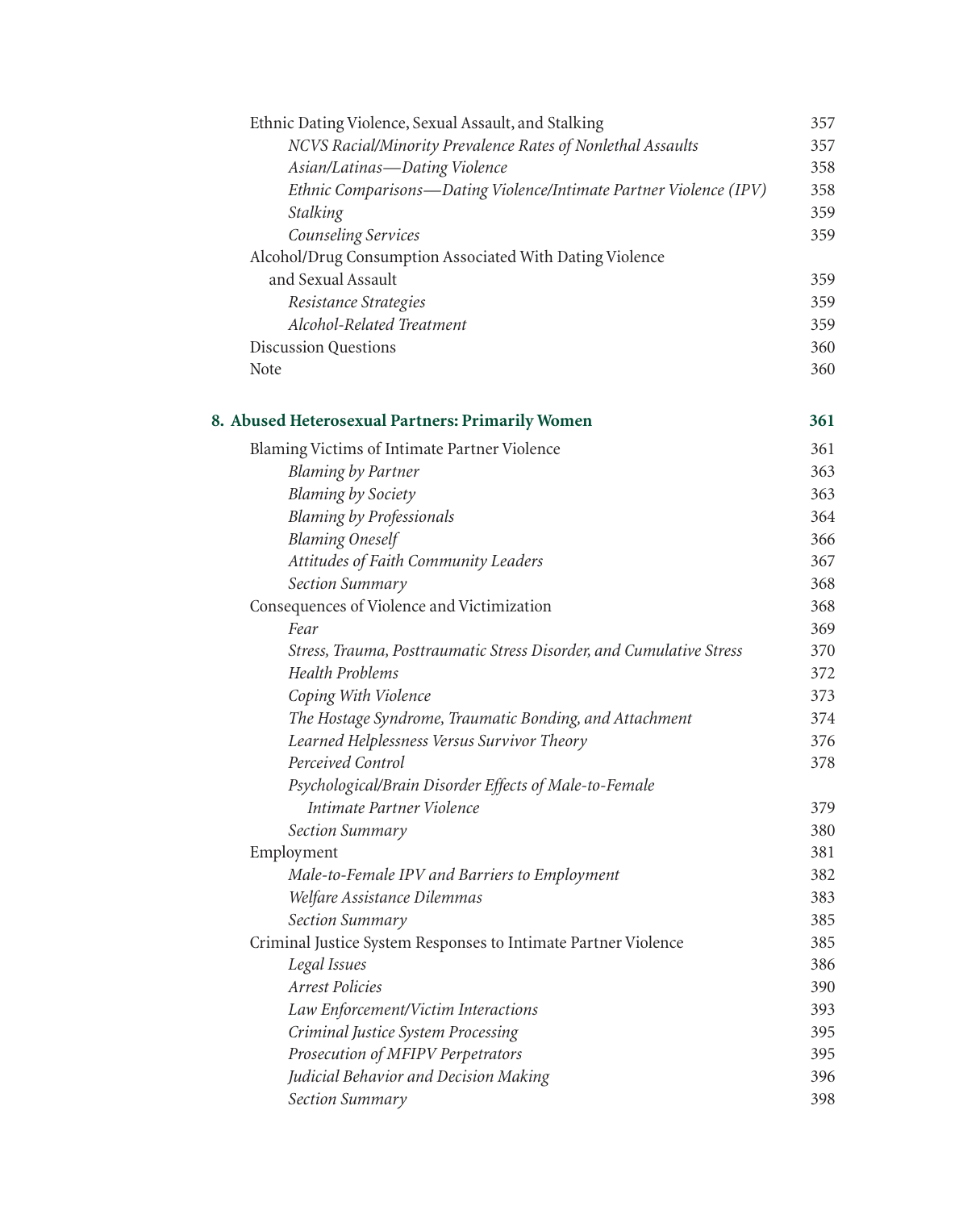Ethnic Dating Violence, Sexual Assault, and Stalking 357

*NCVS Racial/Minority Prevalence Rates of Nonlethal Assaults* 357

*Asian/Latinas—Dating Violence* 358

*Ethnic Comparisons—Dating Violence/Intimate Partner Violence (IPV)* 358

*Stalking* 359

*Counseling Services* 359

Alcohol/Drug Consumption Associated With Dating Violence and Sexual Assault 359

*Resistance Strategies* 359

*Alcohol-Related Treatment* 359

Discussion Questions 360

Note 360

## 8. Abused Heterosexual Partners: Primarily Women 361

Blaming Victims of Intimate Partner Violence 361

*Blaming by Partner* 363

*Blaming by Society* 363

*Blaming by Professionals* 364

*Blaming Oneself* 366

*Attitudes of Faith Community Leaders* 367

*Section Summary* 368

Consequences of Violence and Victimization 368

*Fear* 369

*Stress, Trauma, Posttraumatic Stress Disorder, and Cumulative Stress* 370

*Health Problems* 372

*Coping With Violence* 373

*The Hostage Syndrome, Traumatic Bonding, and Attachment* 374

*Learned Helplessness Versus Survivor Theory* 376

*Perceived Control* 378

*Psychological/Brain Disorder Effects of Male-to-Female Intimate Partner Violence* 379

*Section Summary* 380

Employment 381

*Male-to-Female IPV and Barriers to Employment* 382

*Welfare Assistance Dilemmas* 383

*Section Summary* 385

Criminal Justice System Responses to Intimate Partner Violence 385

*Legal Issues* 386

*Arrest Policies* 390

*Law Enforcement/Victim Interactions* 393

*Criminal Justice System Processing* 395

*Prosecution of MFIPV Perpetrators* 395

*Judicial Behavior and Decision Making* 396

*Section Summary* 398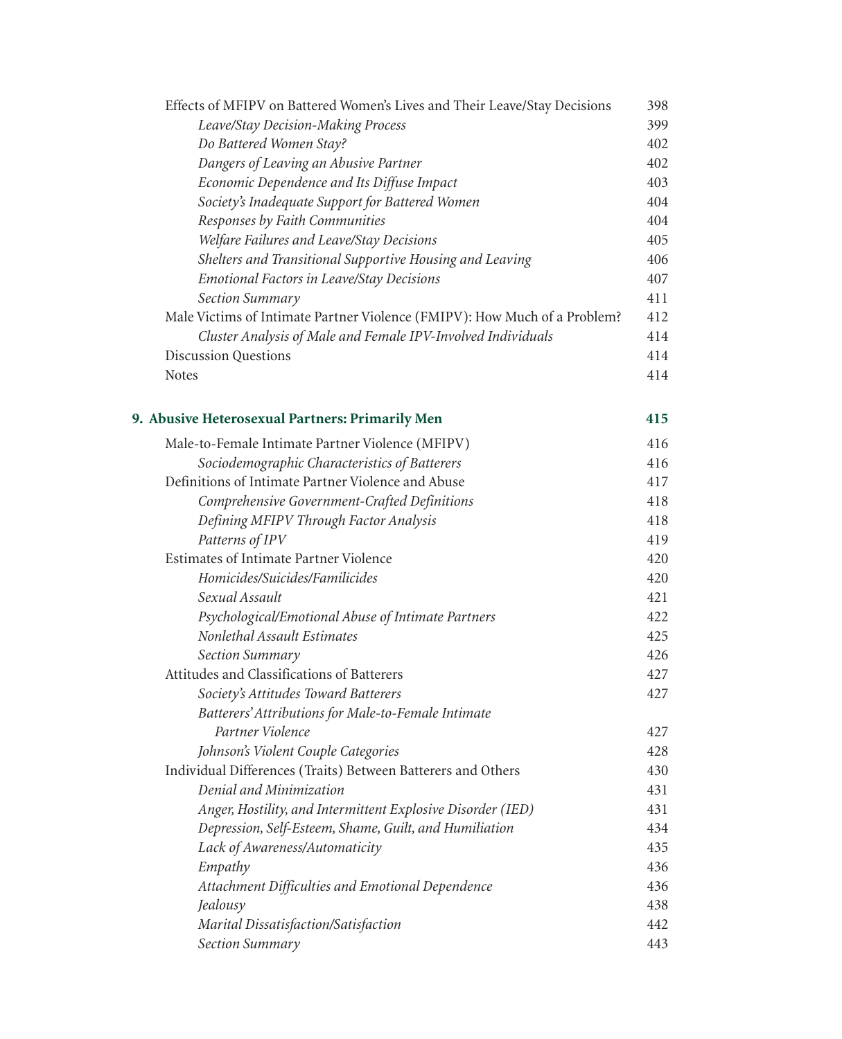Effects of MFIPV on Battered Women's Lives and Their Leave/Stay Decisions 398

*Leave/Stay Decision-Making Process* 399

*Do Battered Women Stay?* 402

*Dangers of Leaving an Abusive Partner* 402

*Economic Dependence and Its Diffuse Impact* 403

*Society's Inadequate Support for Battered Women* 404

*Responses by Faith Communities* 404

*Welfare Failures and Leave/Stay Decisions* 405

*Shelters and Transitional Supportive Housing and Leaving* 406

*Emotional Factors in Leave/Stay Decisions* 407

*Section Summary* 411

Male Victims of Intimate Partner Violence (FMIPV): How Much of a Problem? 412

*Cluster Analysis of Male and Female IPV-Involved Individuals* 414

Discussion Questions 414

Notes 414

## 9. Abusive Heterosexual Partners: Primarily Men 415

Male-to-Female Intimate Partner Violence (MFIPV) 416

*Sociodemographic Characteristics of Batterers* 416

Definitions of Intimate Partner Violence and Abuse 417

*Comprehensive Government-Crafted Definitions* 418

*Defining MFIPV Through Factor Analysis* 418

*Patterns of IPV* 419

Estimates of Intimate Partner Violence 420

*Homicides/Suicides/Familicides* 420

*Sexual Assault* 421

*Psychological/Emotional Abuse of Intimate Partners* 422

*Nonlethal Assault Estimates* 425

*Section Summary* 426

Attitudes and Classifications of Batterers 427

*Society's Attitudes Toward Batterers* 427

*Batterers' Attributions for Male-to-Female Intimate Partner Violence* 427

*Johnson's Violent Couple Categories* 428

Individual Differences (Traits) Between Batterers and Others 430

*Denial and Minimization* 431

*Anger, Hostility, and Intermittent Explosive Disorder (IED)* 431

*Depression, Self-Esteem, Shame, Guilt, and Humiliation* 434

*Lack of Awareness/Automaticity* 435

*Empathy* 436

*Attachment Difficulties and Emotional Dependence* 436

*Jealousy* 438

*Marital Dissatisfaction/Satisfaction* 442

*Section Summary* 443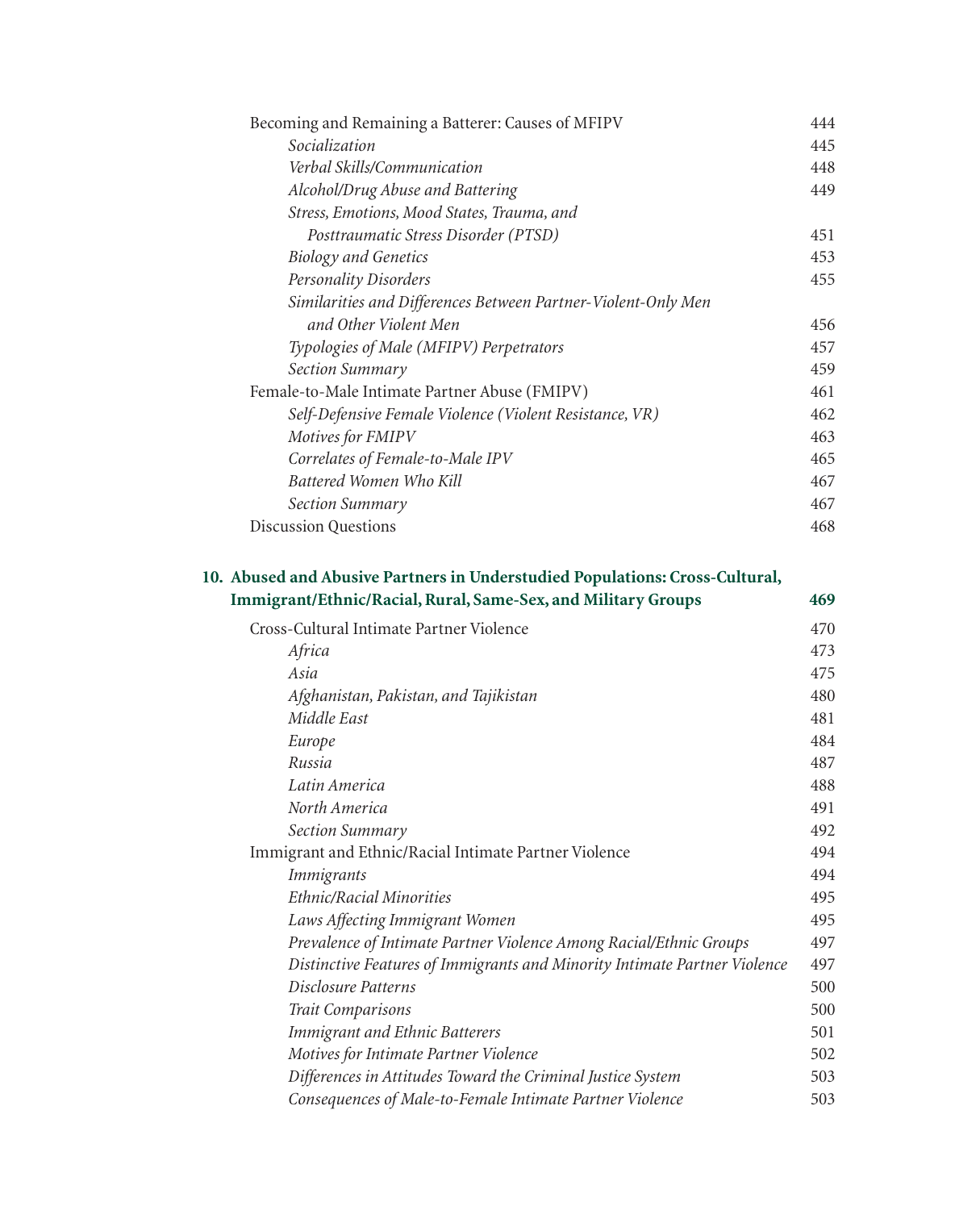| | |
|---|---|
| Becoming and Remaining a Batterer: Causes of MFIPV | 444 |
| *Socialization* | 445 |
| *Verbal Skills/Communication* | 448 |
| *Alcohol/Drug Abuse and Battering* | 449 |
| *Stress, Emotions, Mood States, Trauma, and Posttraumatic Stress Disorder (PTSD)* | 451 |
| *Biology and Genetics* | 453 |
| *Personality Disorders* | 455 |
| *Similarities and Differences Between Partner-Violent-Only Men and Other Violent Men* | 456 |
| *Typologies of Male (MFIPV) Perpetrators* | 457 |
| *Section Summary* | 459 |
| Female-to-Male Intimate Partner Abuse (FMIPV) | 461 |
| *Self-Defensive Female Violence (Violent Resistance, VR)* | 462 |
| *Motives for FMIPV* | 463 |
| *Correlates of Female-to-Male IPV* | 465 |
| *Battered Women Who Kill* | 467 |
| *Section Summary* | 467 |
| Discussion Questions | 468 |

## 10. Abused and Abusive Partners in Understudied Populations: Cross-Cultural, Immigrant/Ethnic/Racial, Rural, Same-Sex, and Military Groups — 469

| | |
|---|---|
| Cross-Cultural Intimate Partner Violence | 470 |
| *Africa* | 473 |
| *Asia* | 475 |
| *Afghanistan, Pakistan, and Tajikistan* | 480 |
| *Middle East* | 481 |
| *Europe* | 484 |
| *Russia* | 487 |
| *Latin America* | 488 |
| *North America* | 491 |
| *Section Summary* | 492 |
| Immigrant and Ethnic/Racial Intimate Partner Violence | 494 |
| *Immigrants* | 494 |
| *Ethnic/Racial Minorities* | 495 |
| *Laws Affecting Immigrant Women* | 495 |
| *Prevalence of Intimate Partner Violence Among Racial/Ethnic Groups* | 497 |
| *Distinctive Features of Immigrants and Minority Intimate Partner Violence* | 497 |
| *Disclosure Patterns* | 500 |
| *Trait Comparisons* | 500 |
| *Immigrant and Ethnic Batterers* | 501 |
| *Motives for Intimate Partner Violence* | 502 |
| *Differences in Attitudes Toward the Criminal Justice System* | 503 |
| *Consequences of Male-to-Female Intimate Partner Violence* | 503 |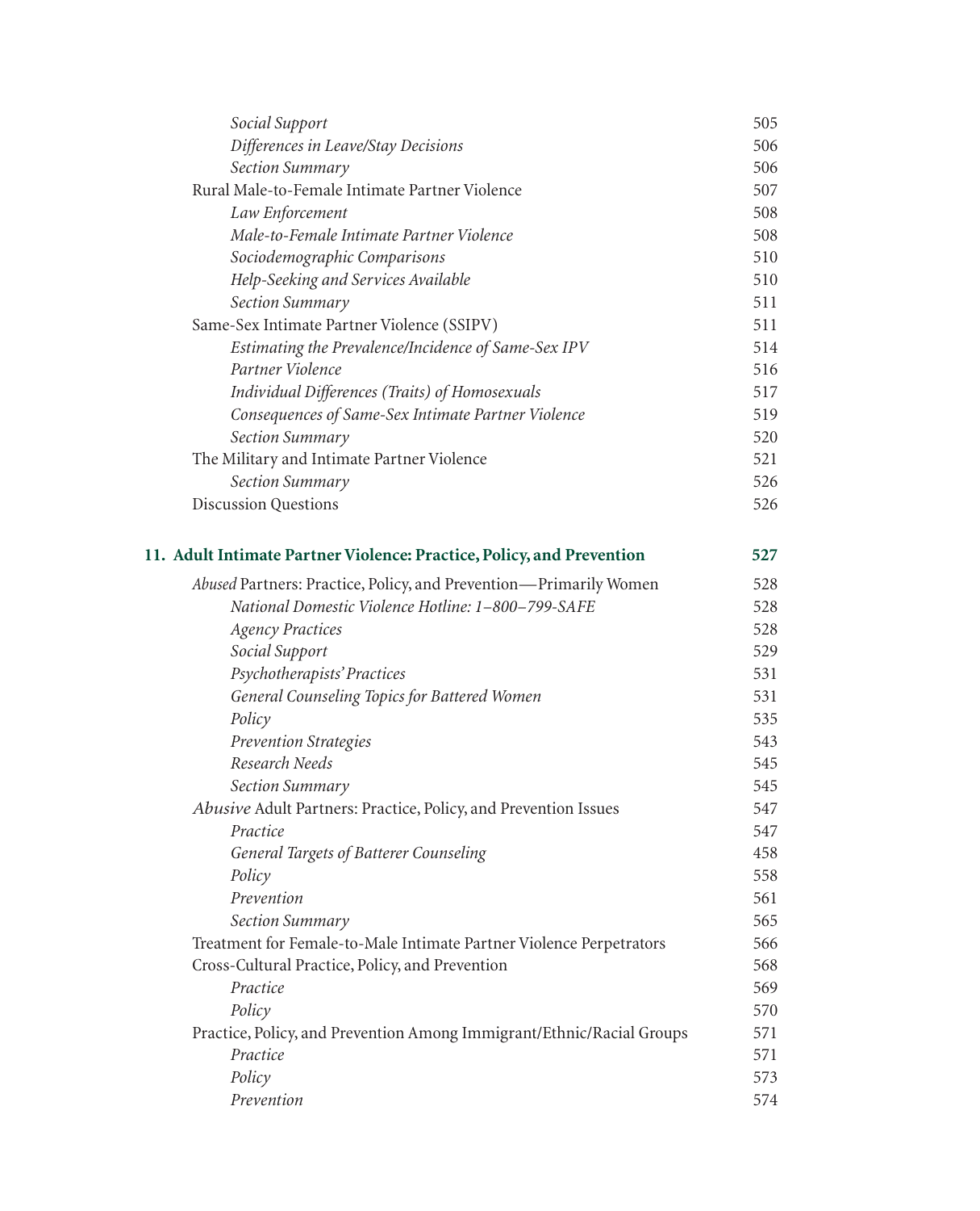| | |
|---|---|
| *Social Support* | 505 |
| *Differences in Leave/Stay Decisions* | 506 |
| *Section Summary* | 506 |
| Rural Male-to-Female Intimate Partner Violence | 507 |
| *Law Enforcement* | 508 |
| *Male-to-Female Intimate Partner Violence* | 508 |
| *Sociodemographic Comparisons* | 510 |
| *Help-Seeking and Services Available* | 510 |
| *Section Summary* | 511 |
| Same-Sex Intimate Partner Violence (SSIPV) | 511 |
| *Estimating the Prevalence/Incidence of Same-Sex IPV* | 514 |
| *Partner Violence* | 516 |
| *Individual Differences (Traits) of Homosexuals* | 517 |
| *Consequences of Same-Sex Intimate Partner Violence* | 519 |
| *Section Summary* | 520 |
| The Military and Intimate Partner Violence | 521 |
| *Section Summary* | 526 |
| Discussion Questions | 526 |

**11. Adult Intimate Partner Violence: Practice, Policy, and Prevention** **527**

| | |
|---|---|
| *Abused* Partners: Practice, Policy, and Prevention—Primarily Women | 528 |
| *National Domestic Violence Hotline: 1–800–799-SAFE* | 528 |
| *Agency Practices* | 528 |
| *Social Support* | 529 |
| *Psychotherapists' Practices* | 531 |
| *General Counseling Topics for Battered Women* | 531 |
| *Policy* | 535 |
| *Prevention Strategies* | 543 |
| *Research Needs* | 545 |
| *Section Summary* | 545 |
| *Abusive* Adult Partners: Practice, Policy, and Prevention Issues | 547 |
| *Practice* | 547 |
| *General Targets of Batterer Counseling* | 458 |
| *Policy* | 558 |
| *Prevention* | 561 |
| *Section Summary* | 565 |
| Treatment for Female-to-Male Intimate Partner Violence Perpetrators | 566 |
| Cross-Cultural Practice, Policy, and Prevention | 568 |
| *Practice* | 569 |
| *Policy* | 570 |
| Practice, Policy, and Prevention Among Immigrant/Ethnic/Racial Groups | 571 |
| *Practice* | 571 |
| *Policy* | 573 |
| *Prevention* | 574 |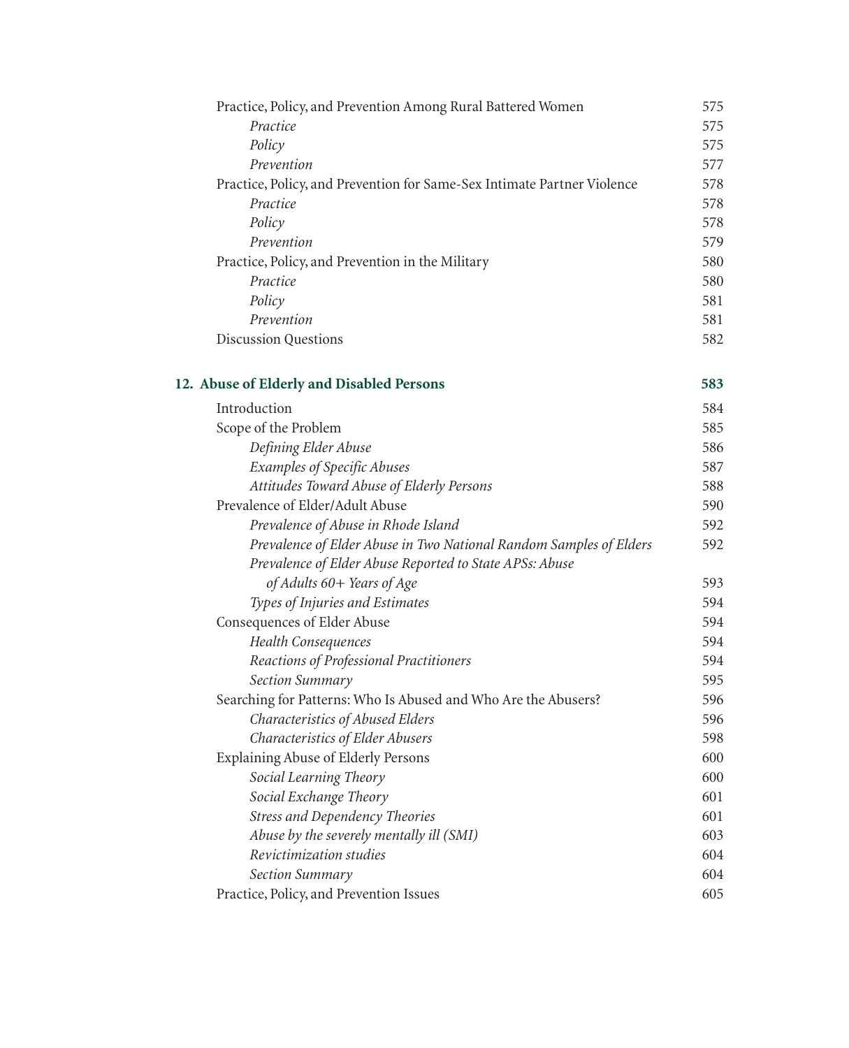Practice, Policy, and Prevention Among Rural Battered Women 575

*Practice* 575

*Policy* 575

*Prevention* 577

Practice, Policy, and Prevention for Same-Sex Intimate Partner Violence 578

*Practice* 578

*Policy* 578

*Prevention* 579

Practice, Policy, and Prevention in the Military 580

*Practice* 580

*Policy* 581

*Prevention* 581

Discussion Questions 582

## 12. Abuse of Elderly and Disabled Persons 583

Introduction 584

Scope of the Problem 585

*Defining Elder Abuse* 586

*Examples of Specific Abuses* 587

*Attitudes Toward Abuse of Elderly Persons* 588

Prevalence of Elder/Adult Abuse 590

*Prevalence of Abuse in Rhode Island* 592

*Prevalence of Elder Abuse in Two National Random Samples of Elders* 592

*Prevalence of Elder Abuse Reported to State APSs: Abuse of Adults 60+ Years of Age* 593

*Types of Injuries and Estimates* 594

Consequences of Elder Abuse 594

*Health Consequences* 594

*Reactions of Professional Practitioners* 594

*Section Summary* 595

Searching for Patterns: Who Is Abused and Who Are the Abusers? 596

*Characteristics of Abused Elders* 596

*Characteristics of Elder Abusers* 598

Explaining Abuse of Elderly Persons 600

*Social Learning Theory* 600

*Social Exchange Theory* 601

*Stress and Dependency Theories* 601

*Abuse by the severely mentally ill (SMI)* 603

*Revictimization studies* 604

*Section Summary* 604

Practice, Policy, and Prevention Issues 605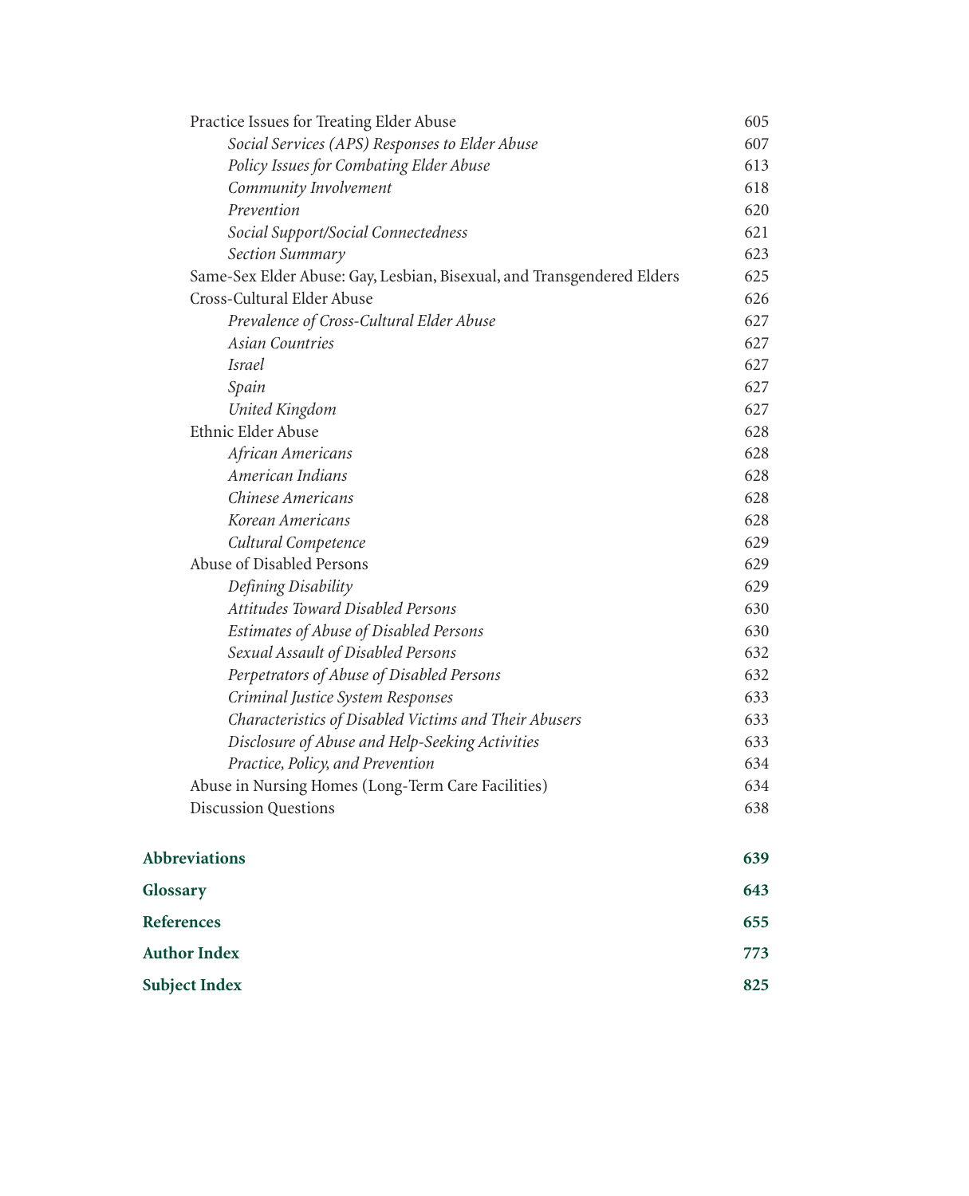Practice Issues for Treating Elder Abuse 605

*Social Services (APS) Responses to Elder Abuse* 607

*Policy Issues for Combating Elder Abuse* 613

*Community Involvement* 618

*Prevention* 620

*Social Support/Social Connectedness* 621

*Section Summary* 623

Same-Sex Elder Abuse: Gay, Lesbian, Bisexual, and Transgendered Elders 625

Cross-Cultural Elder Abuse 626

*Prevalence of Cross-Cultural Elder Abuse* 627

*Asian Countries* 627

*Israel* 627

*Spain* 627

*United Kingdom* 627

Ethnic Elder Abuse 628

*African Americans* 628

*American Indians* 628

*Chinese Americans* 628

*Korean Americans* 628

*Cultural Competence* 629

Abuse of Disabled Persons 629

*Defining Disability* 629

*Attitudes Toward Disabled Persons* 630

*Estimates of Abuse of Disabled Persons* 630

*Sexual Assault of Disabled Persons* 632

*Perpetrators of Abuse of Disabled Persons* 632

*Criminal Justice System Responses* 633

*Characteristics of Disabled Victims and Their Abusers* 633

*Disclosure of Abuse and Help-Seeking Activities* 633

*Practice, Policy, and Prevention* 634

Abuse in Nursing Homes (Long-Term Care Facilities) 634

Discussion Questions 638

**Abbreviations** **639**

**Glossary** **643**

**References** **655**

**Author Index** **773**

**Subject Index** **825**